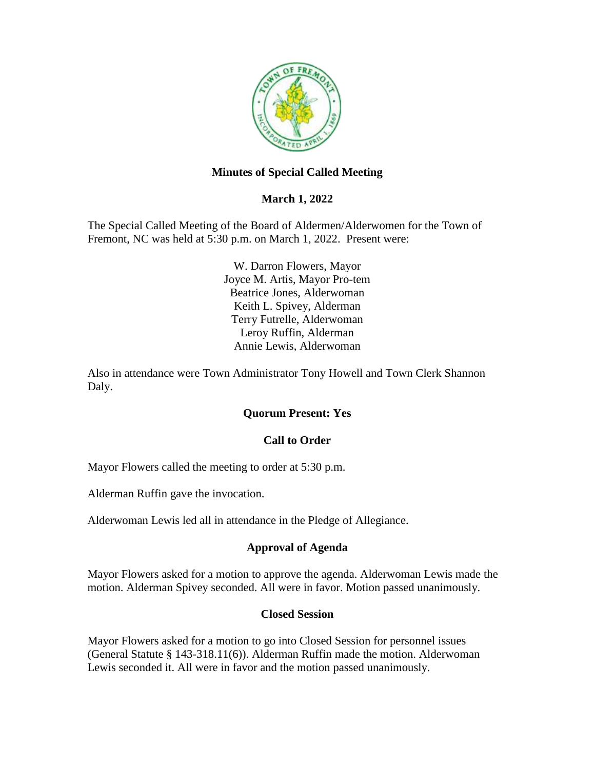# Minutes of Special Called Meeting

## March 1, 2022

The Special Called Meeting of the Board of Aldermen/Alderwomen for the Town of Fremont, NC was held at 5:30 p.m. on March 1, 2022. Present were:

W. Darron Flowers, Mayor
Joyce M. Artis, Mayor Pro-tem
Beatrice Jones, Alderwoman
Keith L. Spivey, Alderman
Terry Futrelle, Alderwoman
Leroy Ruffin, Alderman
Annie Lewis, Alderwoman

Also in attendance were Town Administrator Tony Howell and Town Clerk Shannon Daly.

### Quorum Present: Yes

### Call to Order

Mayor Flowers called the meeting to order at 5:30 p.m.

Alderman Ruffin gave the invocation.

Alderwoman Lewis led all in attendance in the Pledge of Allegiance.

### Approval of Agenda

Mayor Flowers asked for a motion to approve the agenda. Alderwoman Lewis made the motion. Alderman Spivey seconded. All were in favor. Motion passed unanimously.

### Closed Session

Mayor Flowers asked for a motion to go into Closed Session for personnel issues (General Statute § 143-318.11(6)). Alderman Ruffin made the motion. Alderwoman Lewis seconded it. All were in favor and the motion passed unanimously.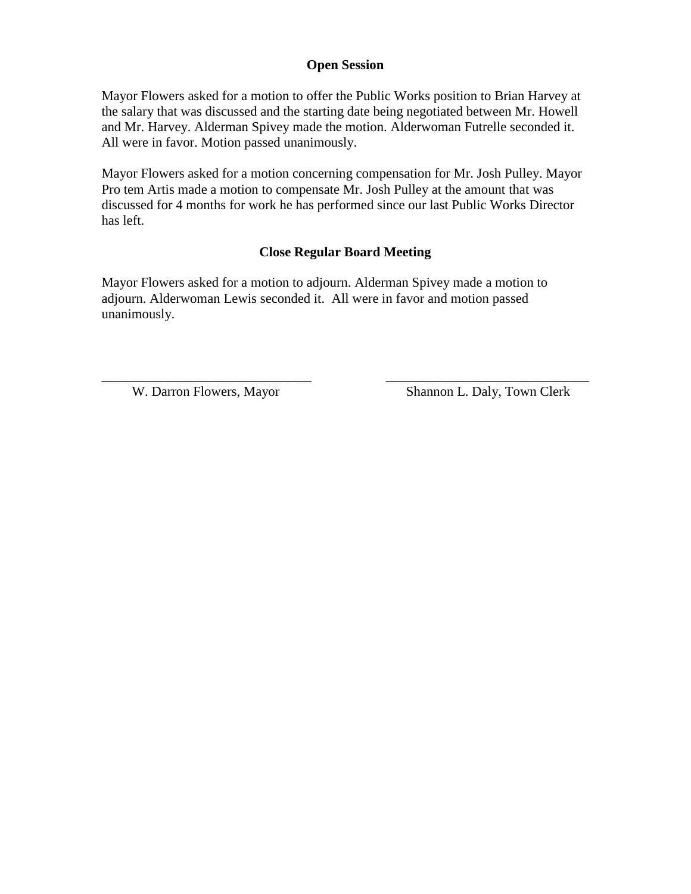## Open Session

Mayor Flowers asked for a motion to offer the Public Works position to Brian Harvey at the salary that was discussed and the starting date being negotiated between Mr. Howell and Mr. Harvey. Alderman Spivey made the motion. Alderwoman Futrelle seconded it. All were in favor. Motion passed unanimously.

Mayor Flowers asked for a motion concerning compensation for Mr. Josh Pulley. Mayor Pro tem Artis made a motion to compensate Mr. Josh Pulley at the amount that was discussed for 4 months for work he has performed since our last Public Works Director has left.

## Close Regular Board Meeting

Mayor Flowers asked for a motion to adjourn. Alderman Spivey made a motion to adjourn. Alderwoman Lewis seconded it. All were in favor and motion passed unanimously.

_______________________________ _______________________________

W. Darron Flowers, Mayor Shannon L. Daly, Town Clerk